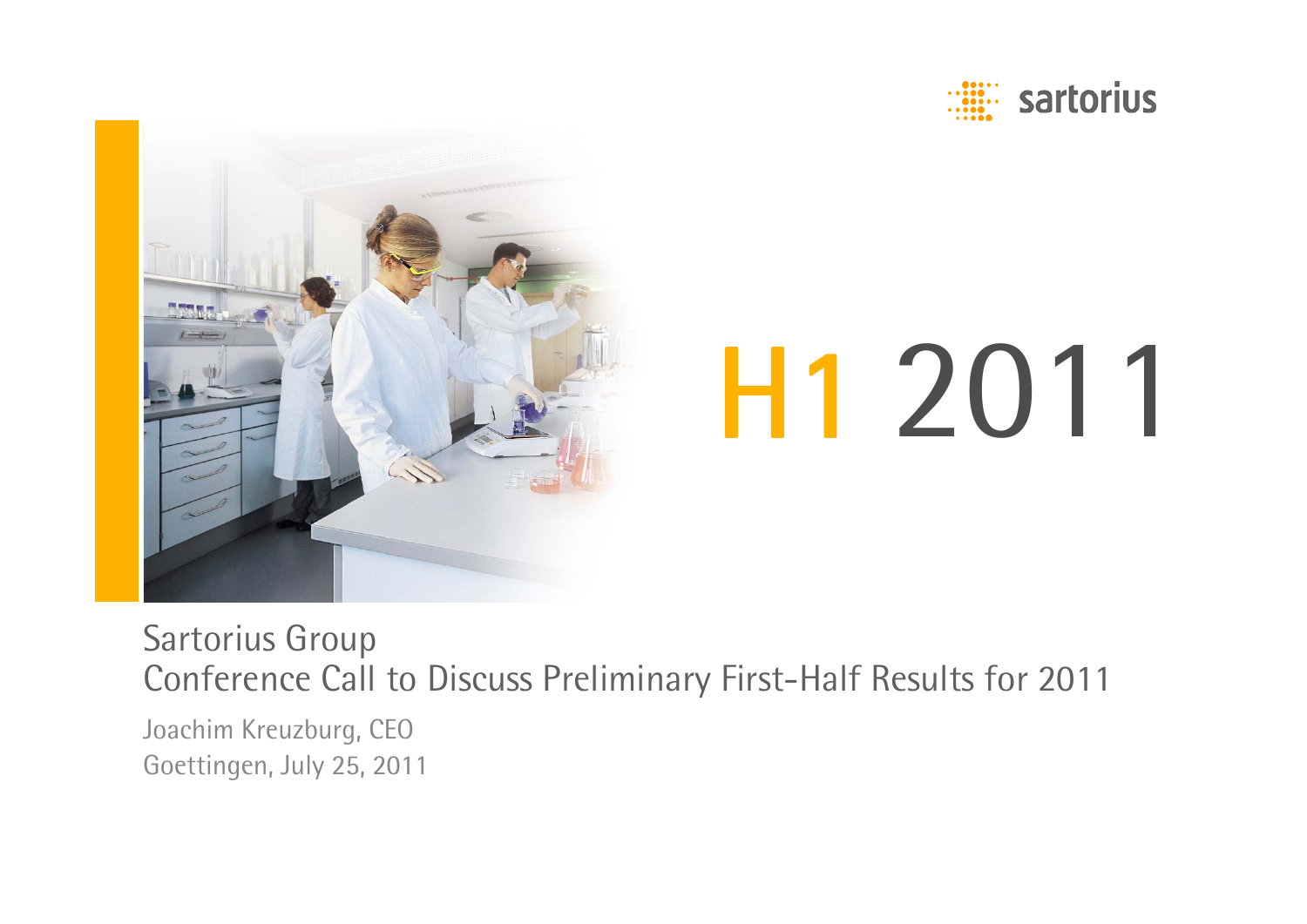sartorius

# H1 2011

Sartorius Group
Conference Call to Discuss Preliminary First-Half Results for 2011

Joachim Kreuzburg, CEO
Goettingen, July 25, 2011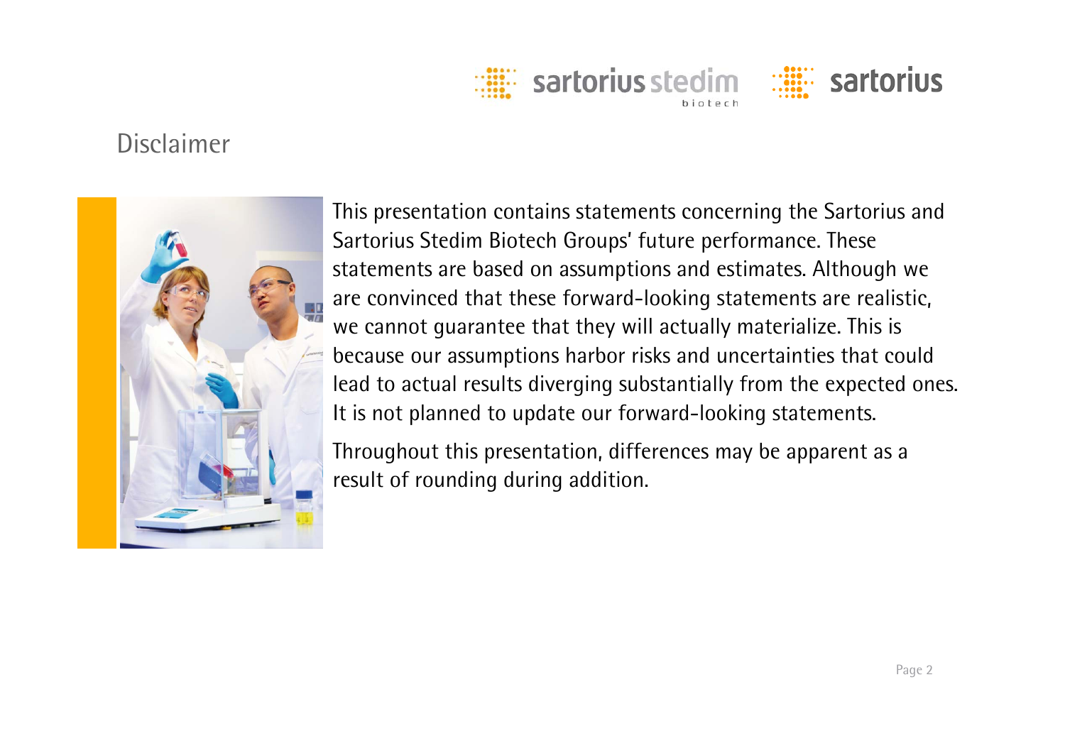# Disclaimer

This presentation contains statements concerning the Sartorius and Sartorius Stedim Biotech Groups' future performance. These statements are based on assumptions and estimates. Although we are convinced that these forward-looking statements are realistic, we cannot guarantee that they will actually materialize. This is because our assumptions harbor risks and uncertainties that could lead to actual results diverging substantially from the expected ones. It is not planned to update our forward-looking statements.

Throughout this presentation, differences may be apparent as a result of rounding during addition.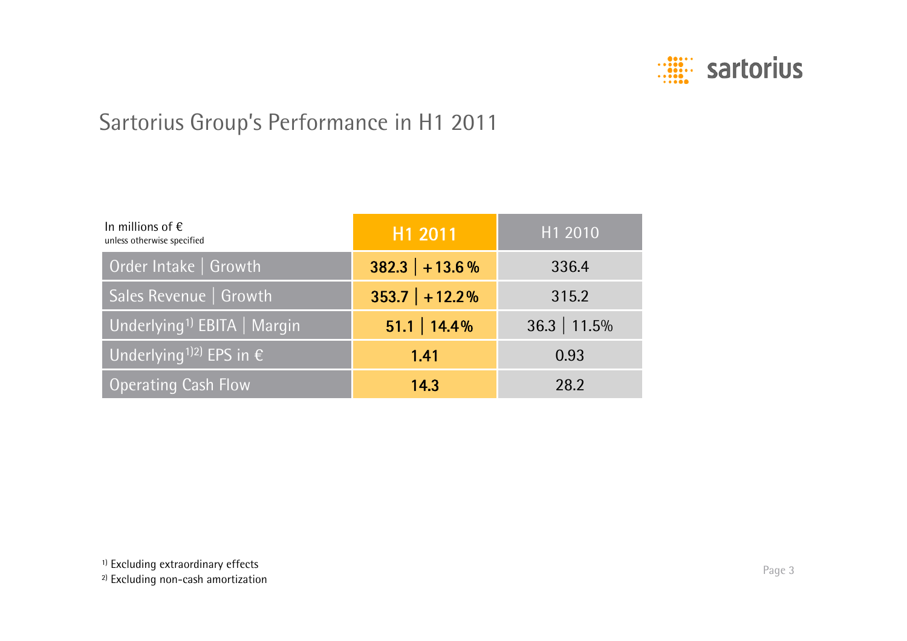# Sartorius Group's Performance in H1 2011

| In millions of € unless otherwise specified | H1 2011 | H1 2010 |
|---|---|---|
| Order Intake \| Growth | **382.3 \| +13.6 %** | 336.4 |
| Sales Revenue \| Growth | **353.7 \| +12.2 %** | 315.2 |
| Underlying[1] EBITA \| Margin | **51.1 \| 14.4 %** | 36.3 \| 11.5% |
| Underlying[1][2] EPS in € | **1.41** | 0.93 |
| Operating Cash Flow | **14.3** | 28.2 |

[1] Excluding extraordinary effects
[2] Excluding non-cash amortization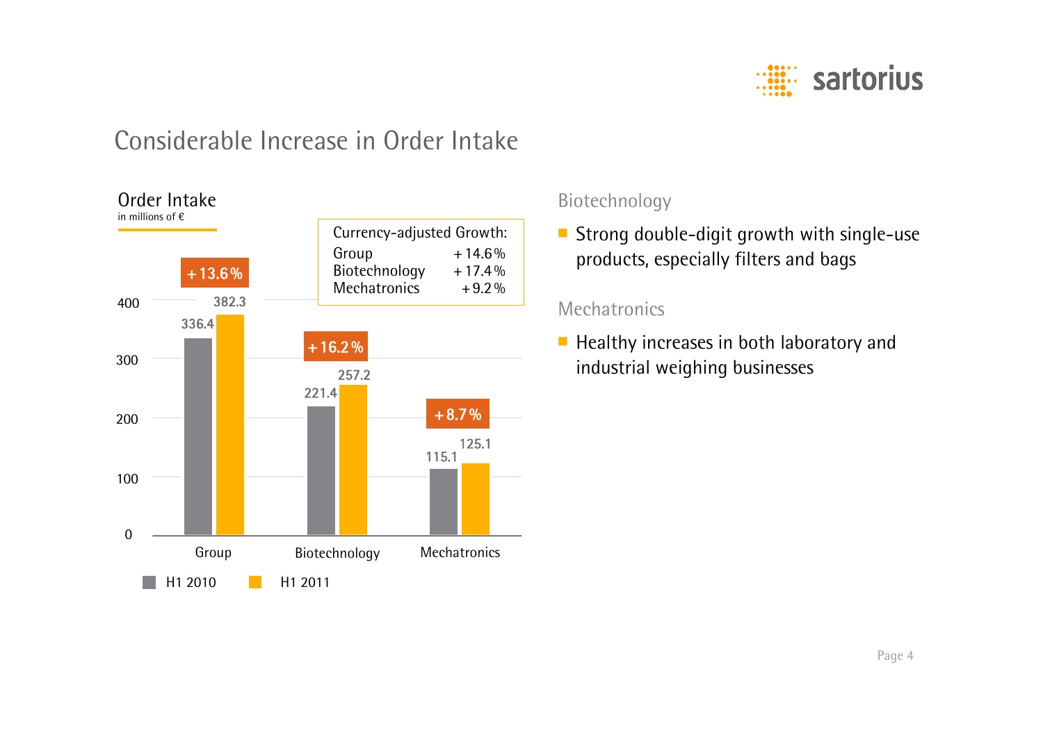# Considerable Increase in Order Intake

**Order Intake**
in millions of €

| | H1 2010 | H1 2011 | Change |
|---|---|---|---|
| Group | 336.4 | 382.3 | + 13.6 % |
| Biotechnology | 221.4 | 257.2 | + 16.2 % |
| Mechatronics | 115.1 | 125.1 | + 8.7 % |

Currency-adjusted Growth:

| | |
|---|---|
| Group | + 14.6 % |
| Biotechnology | + 17.4 % |
| Mechatronics | + 9.2 % |

## Biotechnology

- Strong double-digit growth with single-use products, especially filters and bags

## Mechatronics

- Healthy increases in both laboratory and industrial weighing businesses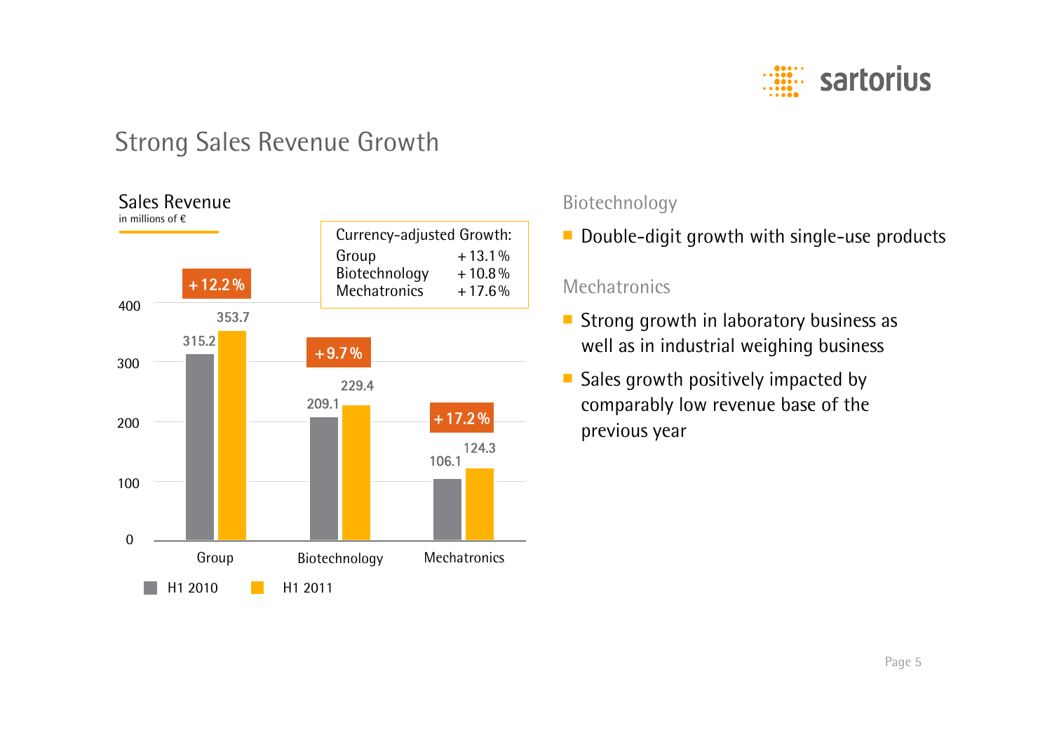# Strong Sales Revenue Growth

## Sales Revenue

in millions of €

| | H1 2010 | H1 2011 | Growth |
|---|---|---|---|
| Group | 315.2 | 353.7 | + 12.2 % |
| Biotechnology | 209.1 | 229.4 | + 9.7 % |
| Mechatronics | 106.1 | 124.3 | + 17.2 % |

Currency-adjusted Growth:

| | |
|---|---|
| Group | + 13.1 % |
| Biotechnology | + 10.8 % |
| Mechatronics | + 17.6 % |

### Biotechnology

- Double-digit growth with single-use products

### Mechatronics

- Strong growth in laboratory business as well as in industrial weighing business
- Sales growth positively impacted by comparably low revenue base of the previous year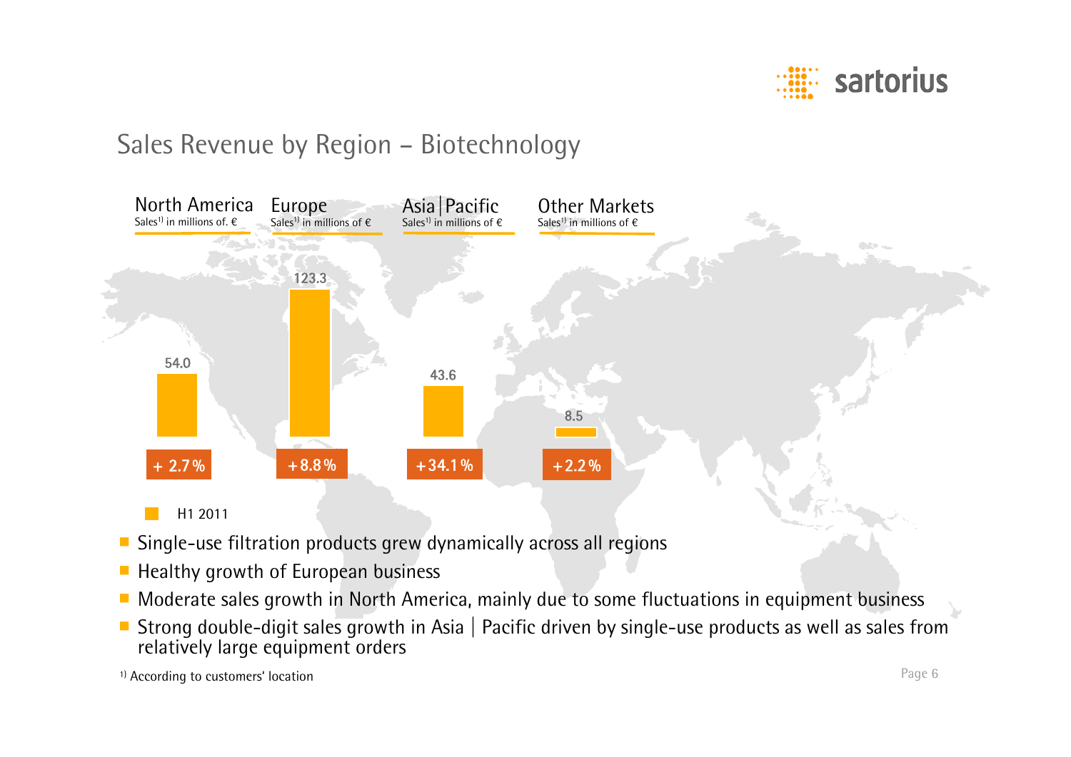# Sales Revenue by Region – Biotechnology

| | North America | Europe | Asia \| Pacific | Other Markets |
|---|---|---|---|---|
| | Sales[1] in millions of. € | Sales[1] in millions of € | Sales[1] in millions of € | Sales[1] in millions of € |
| H1 2011 | 54.0 | 123.3 | 43.6 | 8.5 |
| Change | + 2.7 % | +8.8 % | +34.1 % | +2.2 % |

- Single-use filtration products grew dynamically across all regions
- Healthy growth of European business
- Moderate sales growth in North America, mainly due to some fluctuations in equipment business
- Strong double-digit sales growth in Asia | Pacific driven by single-use products as well as sales from relatively large equipment orders

[1] According to customers' location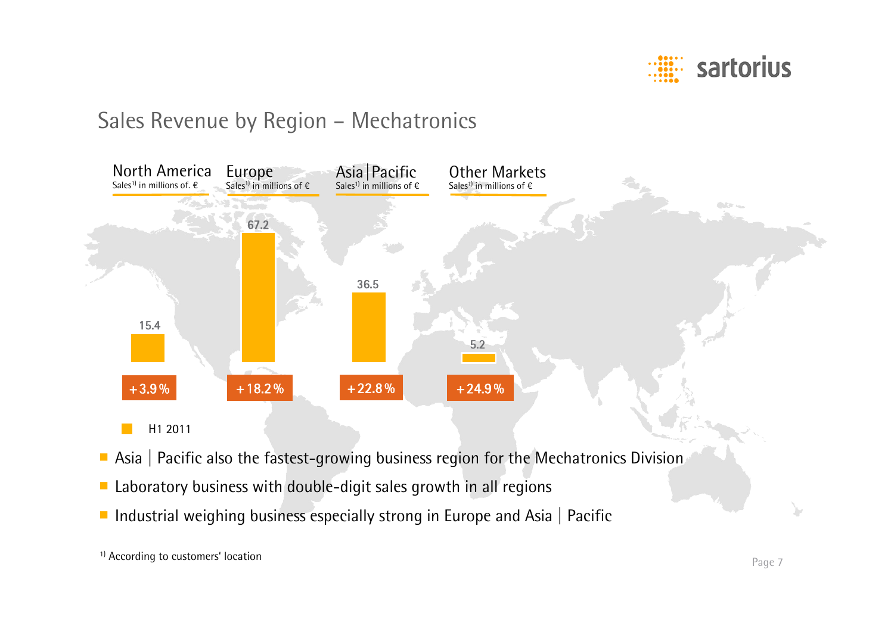## Sales Revenue by Region – Mechatronics

| | North America | Europe | Asia \| Pacific | Other Markets |
|---|---|---|---|---|
| | Sales[1] in millions of. € | Sales[1] in millions of € | Sales[1] in millions of € | Sales[1] in millions of € |
| H1 2011 | 15.4 | 67.2 | 36.5 | 5.2 |
| | +3.9 % | +18.2 % | +22.8 % | +24.9 % |

- Asia | Pacific also the fastest-growing business region for the Mechatronics Division
- Laboratory business with double-digit sales growth in all regions
- Industrial weighing business especially strong in Europe and Asia | Pacific

[1] According to customers' location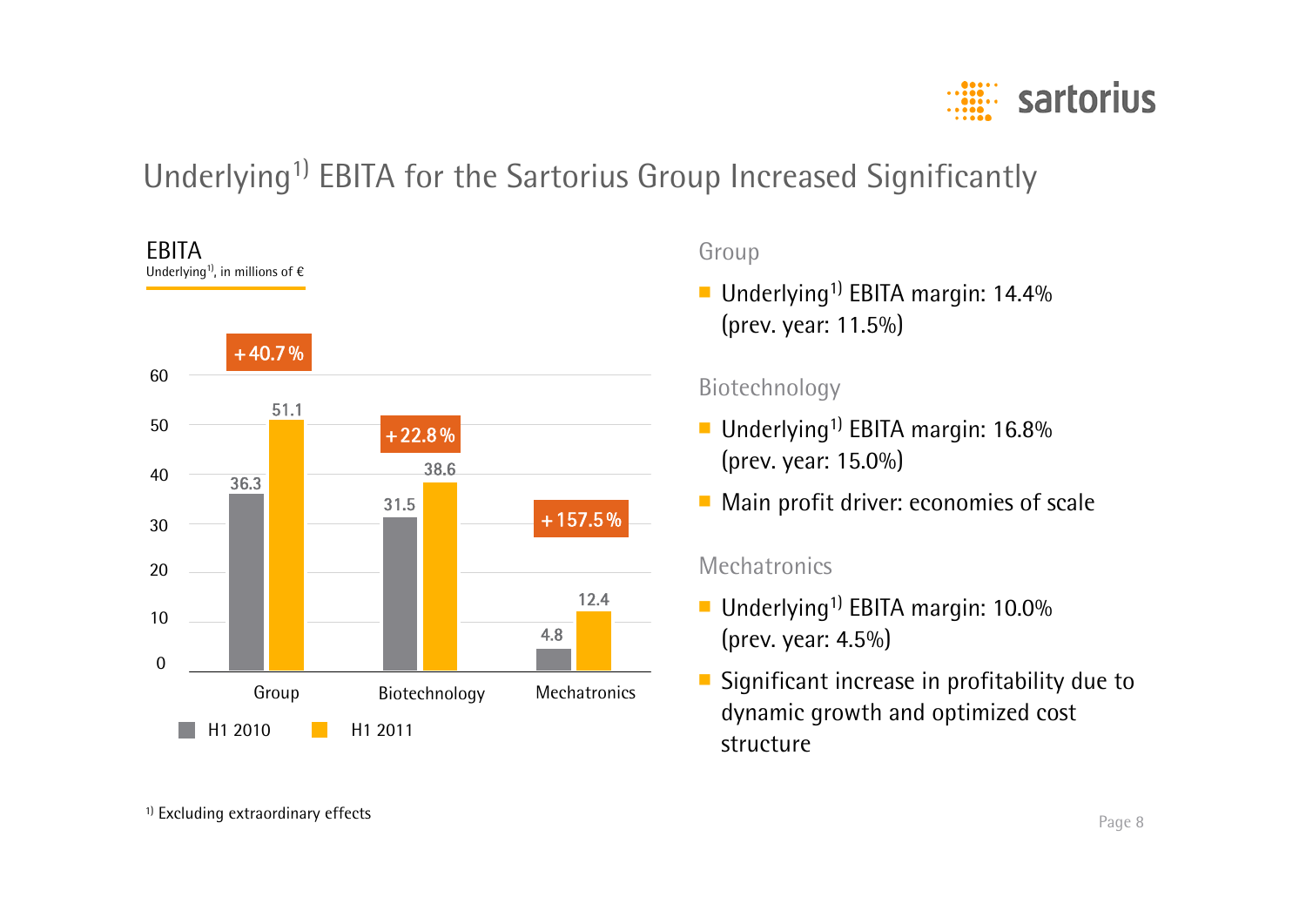# Underlying[1] EBITA for the Sartorius Group Increased Significantly

**EBITA**
Underlying[1], in millions of €

| | H1 2010 | H1 2011 | Change |
|---|---|---|---|
| Group | 36.3 | 51.1 | +40.7 % |
| Biotechnology | 31.5 | 38.6 | +22.8 % |
| Mechatronics | 4.8 | 12.4 | +157.5 % |

## Group

- Underlying[1] EBITA margin: 14.4% (prev. year: 11.5%)

## Biotechnology

- Underlying[1] EBITA margin: 16.8% (prev. year: 15.0%)
- Main profit driver: economies of scale

## Mechatronics

- Underlying[1] EBITA margin: 10.0% (prev. year: 4.5%)
- Significant increase in profitability due to dynamic growth and optimized cost structure

[1] Excluding extraordinary effects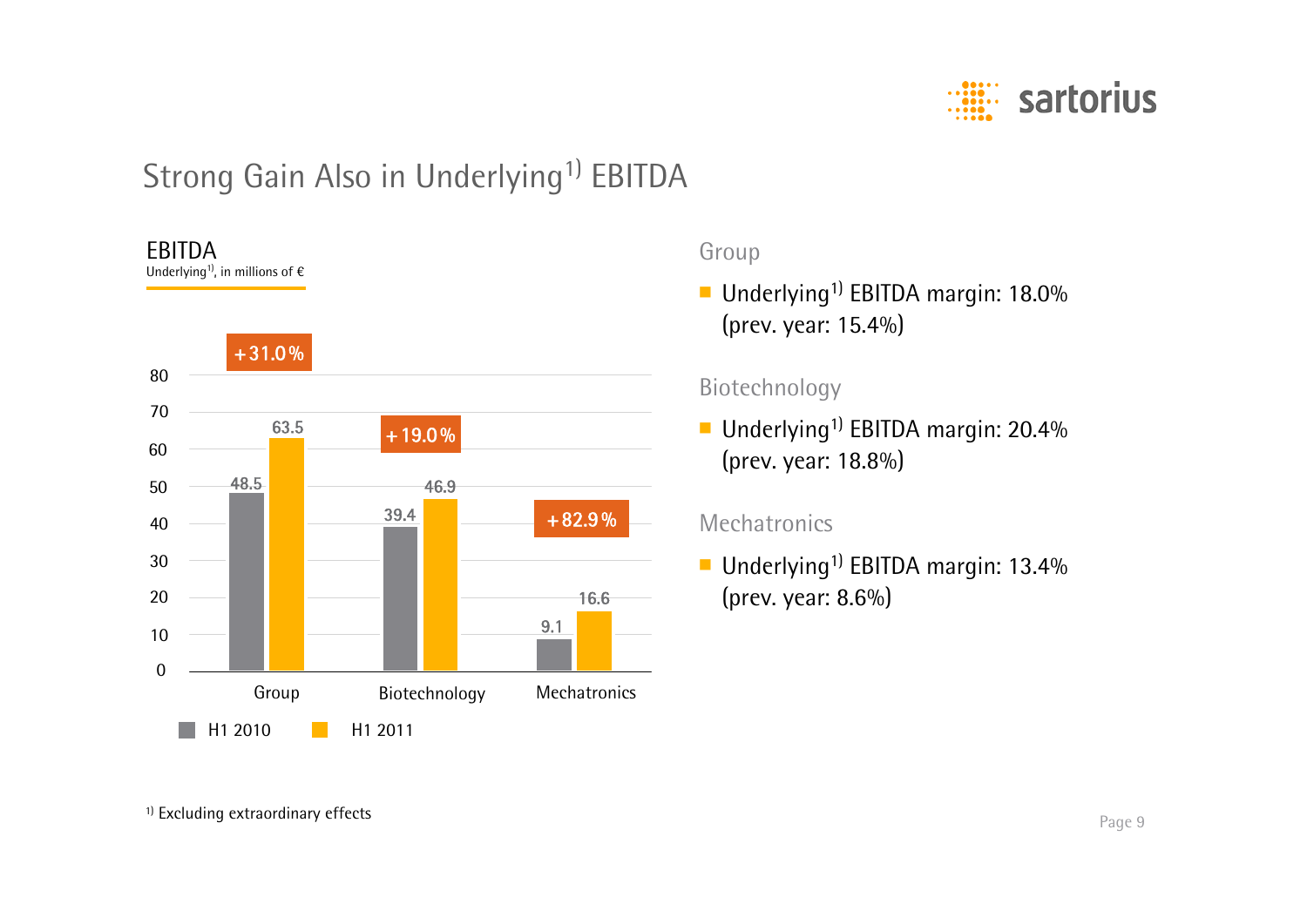# Strong Gain Also in Underlying[1] EBITDA

**EBITDA**
Underlying[1], in millions of €

| | H1 2010 | H1 2011 | Change |
|---|---|---|---|
| Group | 48.5 | 63.5 | +31.0% |
| Biotechnology | 39.4 | 46.9 | +19.0% |
| Mechatronics | 9.1 | 16.6 | +82.9% |

## Group

- Underlying[1] EBITDA margin: 18.0% (prev. year: 15.4%)

## Biotechnology

- Underlying[1] EBITDA margin: 20.4% (prev. year: 18.8%)

## Mechatronics

- Underlying[1] EBITDA margin: 13.4% (prev. year: 8.6%)

[1] Excluding extraordinary effects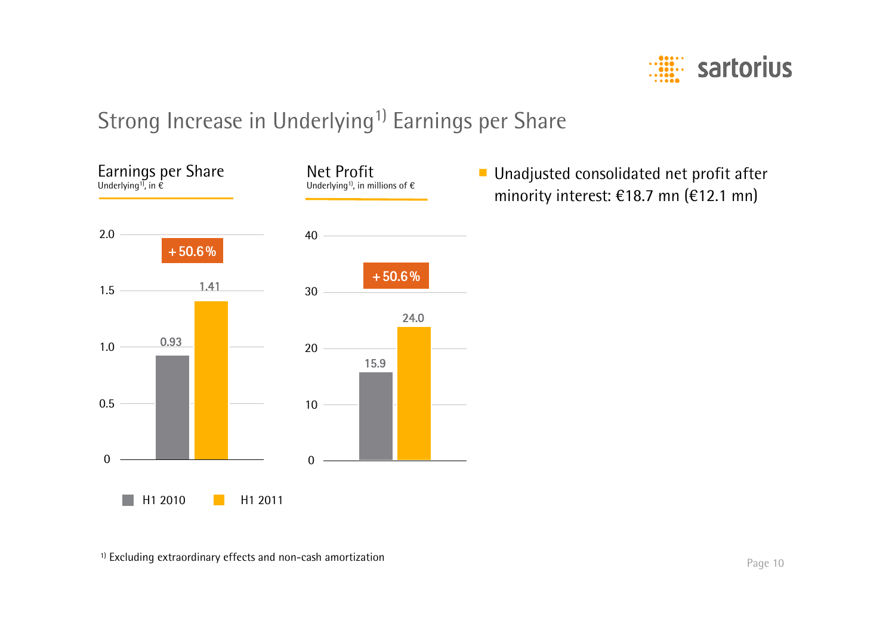# Strong Increase in Underlying[1)] Earnings per Share

**Earnings per Share**
Underlying[1)], in €

| | H1 2010 | H1 2011 |
|---|---|---|
| Earnings per Share | 0.93 | 1.41 |

+50.6%

**Net Profit**
Underlying[1)], in millions of €

| | H1 2010 | H1 2011 |
|---|---|---|
| Net Profit | 15.9 | 24.0 |

+50.6%

- Unadjusted consolidated net profit after minority interest: €18.7 mn (€12.1 mn)

[1)] Excluding extraordinary effects and non-cash amortization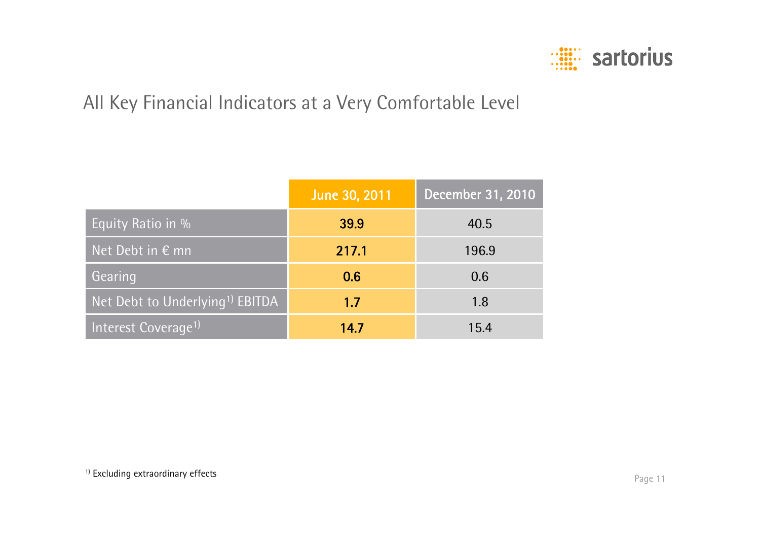# All Key Financial Indicators at a Very Comfortable Level

| | June 30, 2011 | December 31, 2010 |
|---|---|---|
| Equity Ratio in % | **39.9** | 40.5 |
| Net Debt in € mn | **217.1** | 196.9 |
| Gearing | **0.6** | 0.6 |
| Net Debt to Underlying[1)] EBITDA | **1.7** | 1.8 |
| Interest Coverage[1)] | **14.7** | 15.4 |

[1)] Excluding extraordinary effects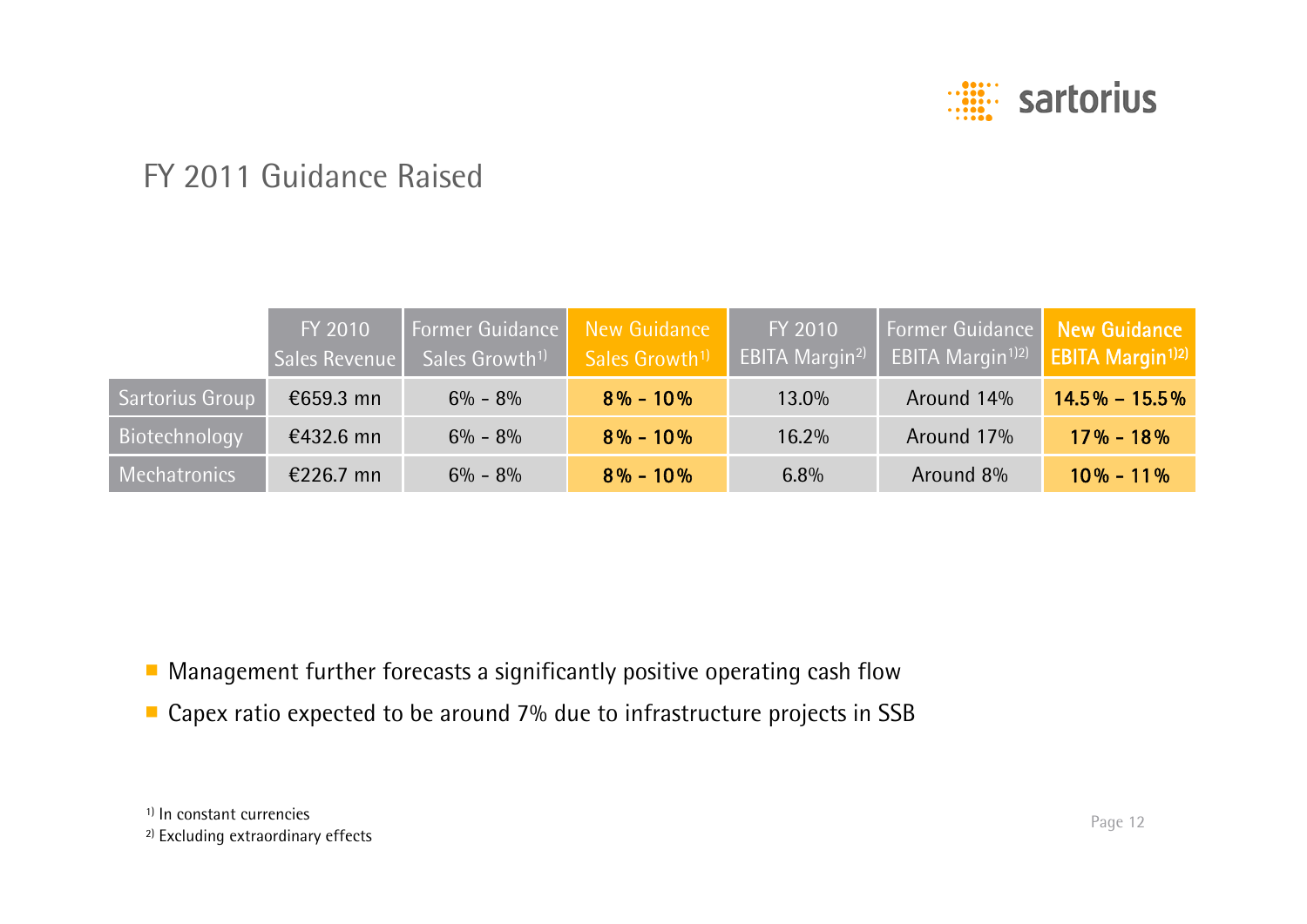# FY 2011 Guidance Raised

| | FY 2010 Sales Revenue | Former Guidance Sales Growth[1] | New Guidance Sales Growth[1] | FY 2010 EBITA Margin[2] | Former Guidance EBITA Margin[1][2] | New Guidance EBITA Margin[1][2] |
|---|---|---|---|---|---|---|
| Sartorius Group | €659.3 mn | 6% - 8% | **8% - 10%** | 13.0% | Around 14% | **14.5% – 15.5%** |
| Biotechnology | €432.6 mn | 6% - 8% | **8% - 10%** | 16.2% | Around 17% | **17% - 18%** |
| Mechatronics | €226.7 mn | 6% - 8% | **8% - 10%** | 6.8% | Around 8% | **10% - 11%** |

- Management further forecasts a significantly positive operating cash flow
- Capex ratio expected to be around 7% due to infrastructure projects in SSB

[1] In constant currencies
[2] Excluding extraordinary effects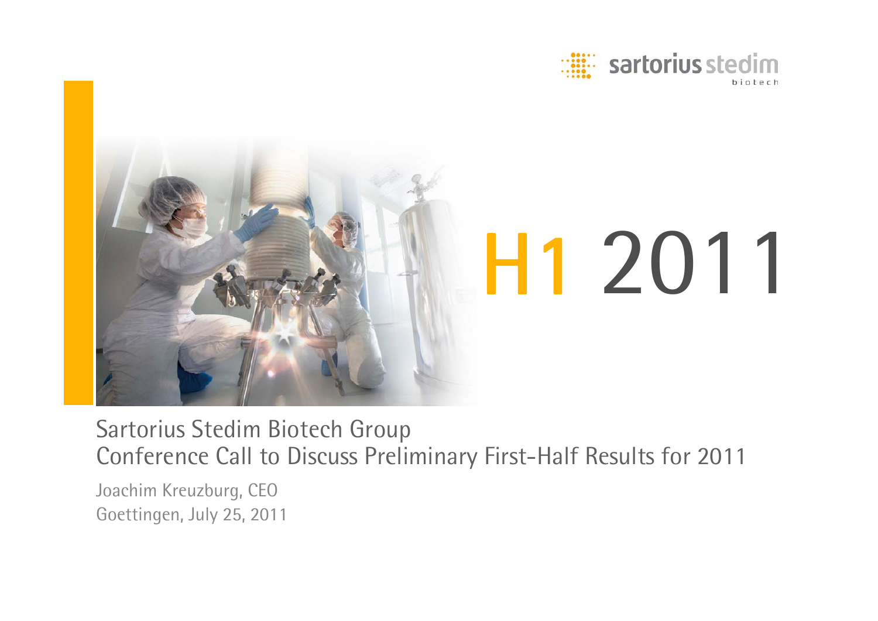sartorius stedim biotech

# H1 2011

Sartorius Stedim Biotech Group
Conference Call to Discuss Preliminary First-Half Results for 2011

Joachim Kreuzburg, CEO
Goettingen, July 25, 2011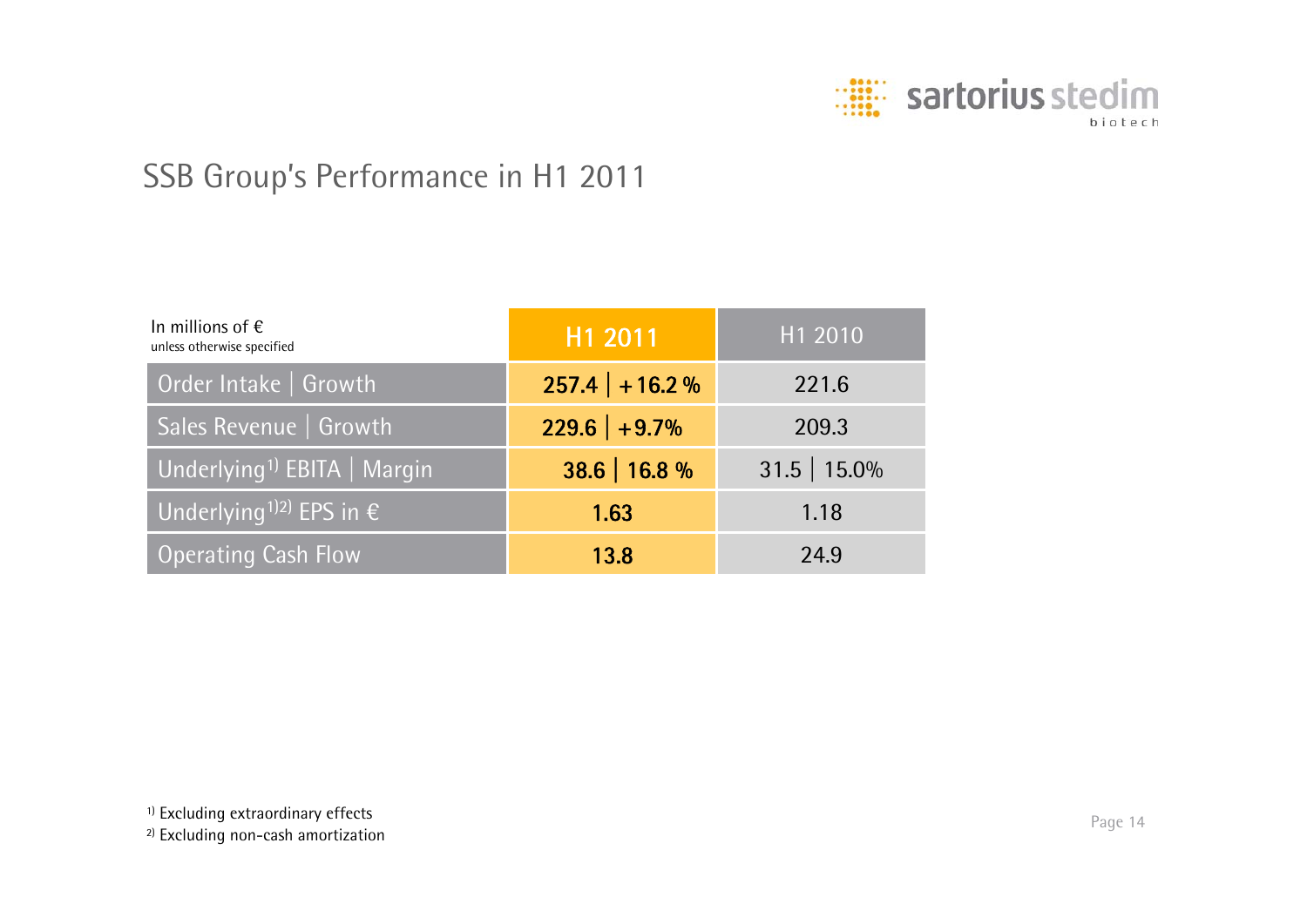# SSB Group's Performance in H1 2011

| In millions of € unless otherwise specified | H1 2011 | H1 2010 |
|---|---|---|
| Order Intake \| Growth | **257.4 \| +16.2 %** | 221.6 |
| Sales Revenue \| Growth | **229.6 \| +9.7%** | 209.3 |
| Underlying[1] EBITA \| Margin | **38.6 \| 16.8 %** | 31.5 \| 15.0% |
| Underlying[1)2)] EPS in € | **1.63** | 1.18 |
| Operating Cash Flow | **13.8** | 24.9 |

[1)] Excluding extraordinary effects
[2)] Excluding non-cash amortization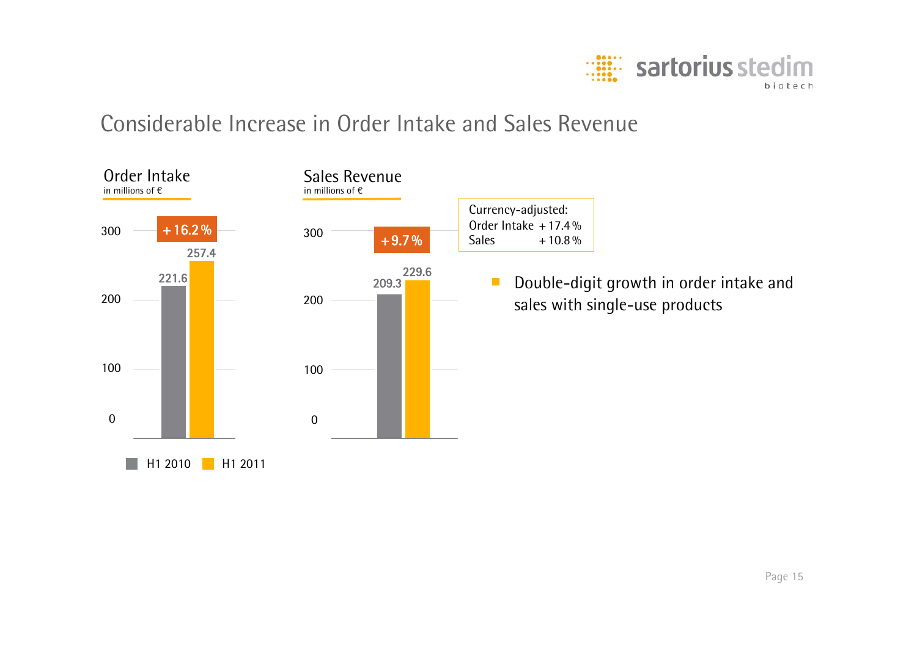# Considerable Increase in Order Intake and Sales Revenue

## Order Intake

in millions of €

| | H1 2010 | H1 2011 |
|---|---|---|
| Order Intake | 221.6 | 257.4 |

+16.2 %

## Sales Revenue

in millions of €

| | H1 2010 | H1 2011 |
|---|---|---|
| Sales Revenue | 209.3 | 229.6 |

+9.7 %

Currency-adjusted:
Order Intake +17.4 %
Sales +10.8 %

- Double-digit growth in order intake and sales with single-use products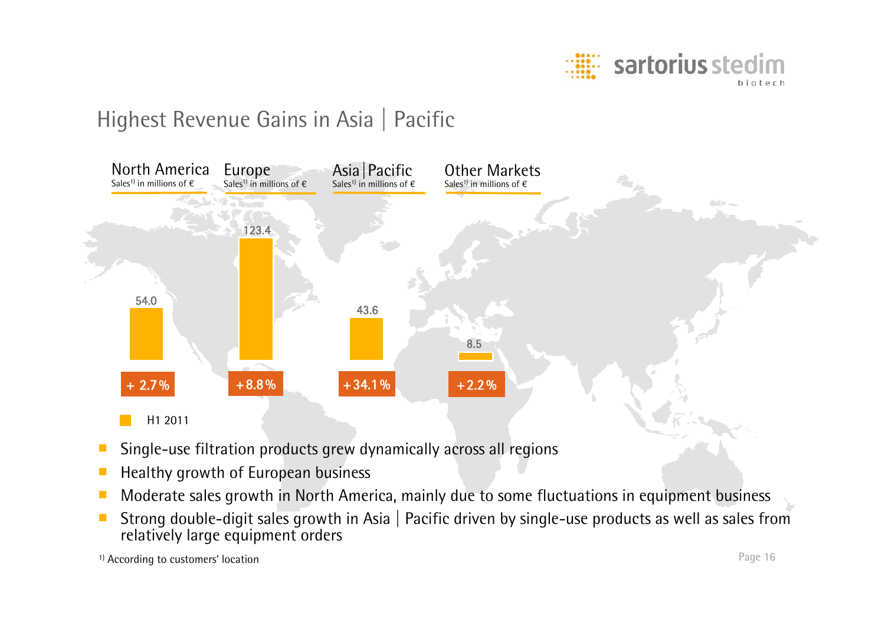## Highest Revenue Gains in Asia | Pacific

| | North America | Europe | Asia \| Pacific | Other Markets |
|---|---|---|---|---|
| Sales[1] in millions of €, H1 2011 | 54.0 | 123.4 | 43.6 | 8.5 |
| Change | + 2.7 % | + 8.8 % | + 34.1 % | + 2.2 % |

- Single-use filtration products grew dynamically across all regions
- Healthy growth of European business
- Moderate sales growth in North America, mainly due to some fluctuations in equipment business
- Strong double-digit sales growth in Asia | Pacific driven by single-use products as well as sales from relatively large equipment orders

[1] According to customers' location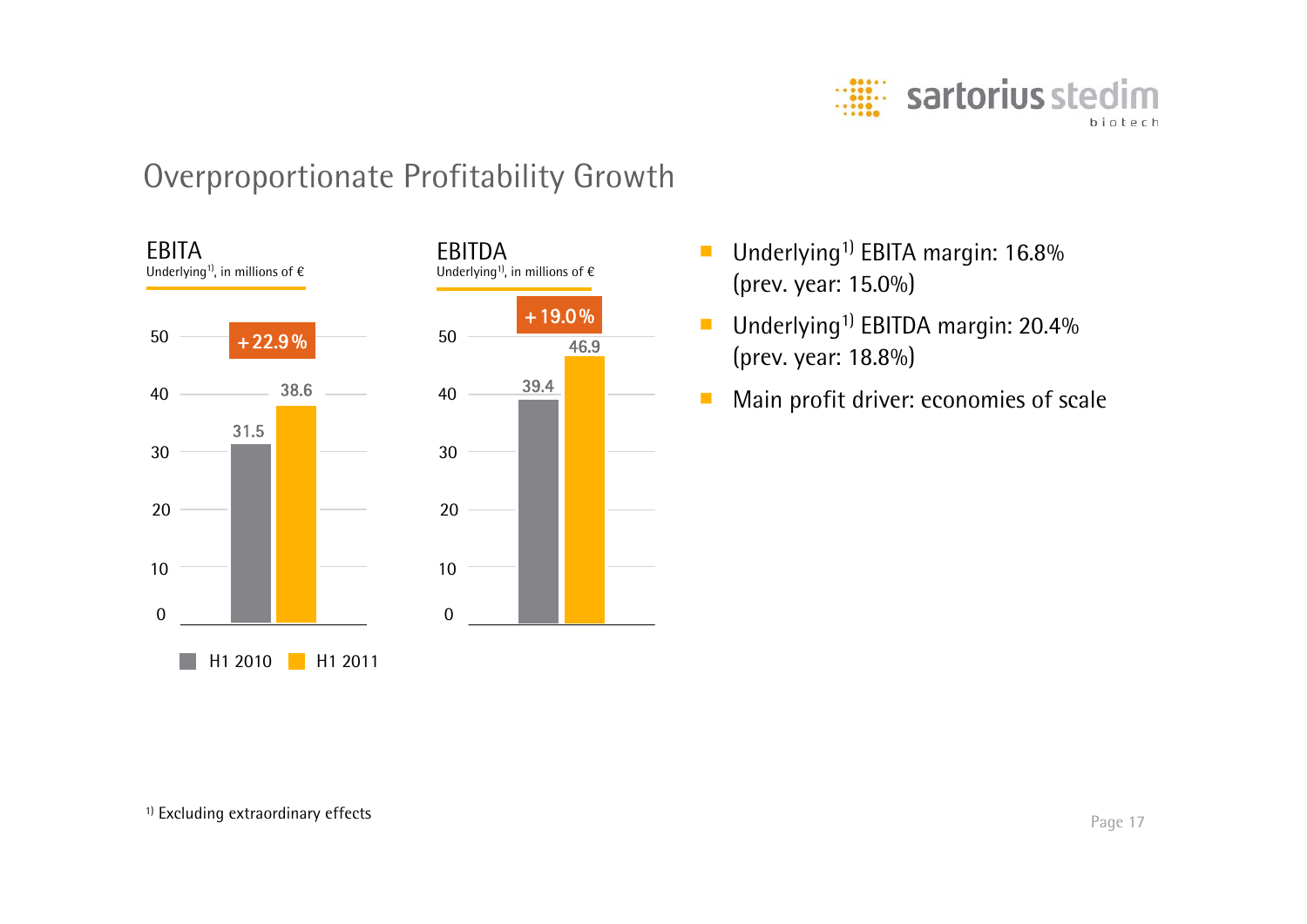# Overproportionate Profitability Growth

**EBITA**
Underlying[1)], in millions of €

| | H1 2010 | H1 2011 | Change |
| --- | --- | --- | --- |
| EBITA | 31.5 | 38.6 | +22.9 % |

**EBITDA**
Underlying[1)], in millions of €

| | H1 2010 | H1 2011 | Change |
| --- | --- | --- | --- |
| EBITDA | 39.4 | 46.9 | +19.0 % |

- Underlying[1)] EBITA margin: 16.8% (prev. year: 15.0%)
- Underlying[1)] EBITDA margin: 20.4% (prev. year: 18.8%)
- Main profit driver: economies of scale

[1)] Excluding extraordinary effects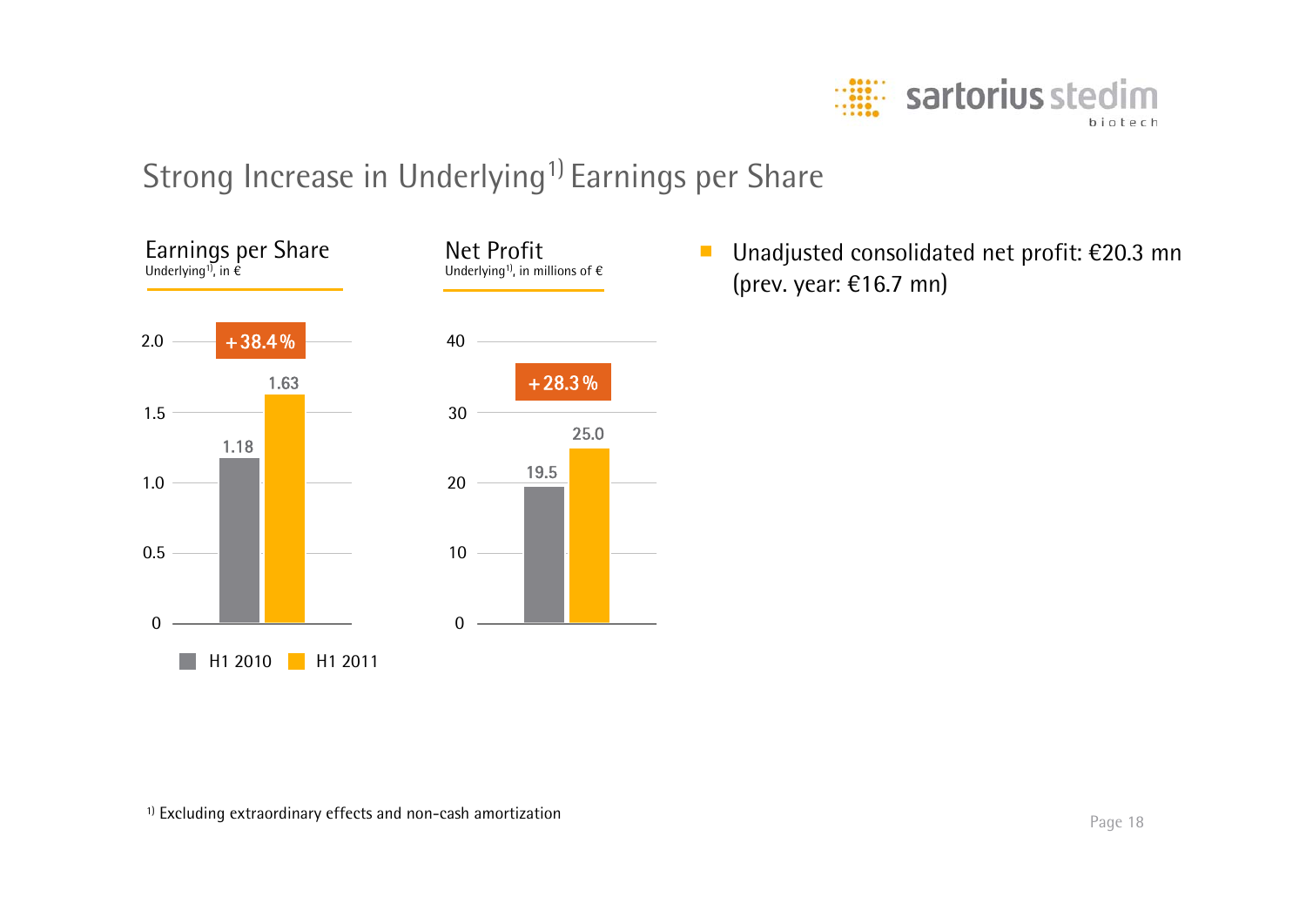# Strong Increase in Underlying[1)] Earnings per Share

**Earnings per Share**
Underlying[1)], in €

| | H1 2010 | H1 2011 |
|---|---|---|
| Earnings per Share | 1.18 | 1.63 |

+38.4 %

**Net Profit**
Underlying[1)], in millions of €

| | H1 2010 | H1 2011 |
|---|---|---|
| Net Profit | 19.5 | 25.0 |

+28.3 %

- Unadjusted consolidated net profit: €20.3 mn (prev. year: €16.7 mn)

[1)] Excluding extraordinary effects and non-cash amortization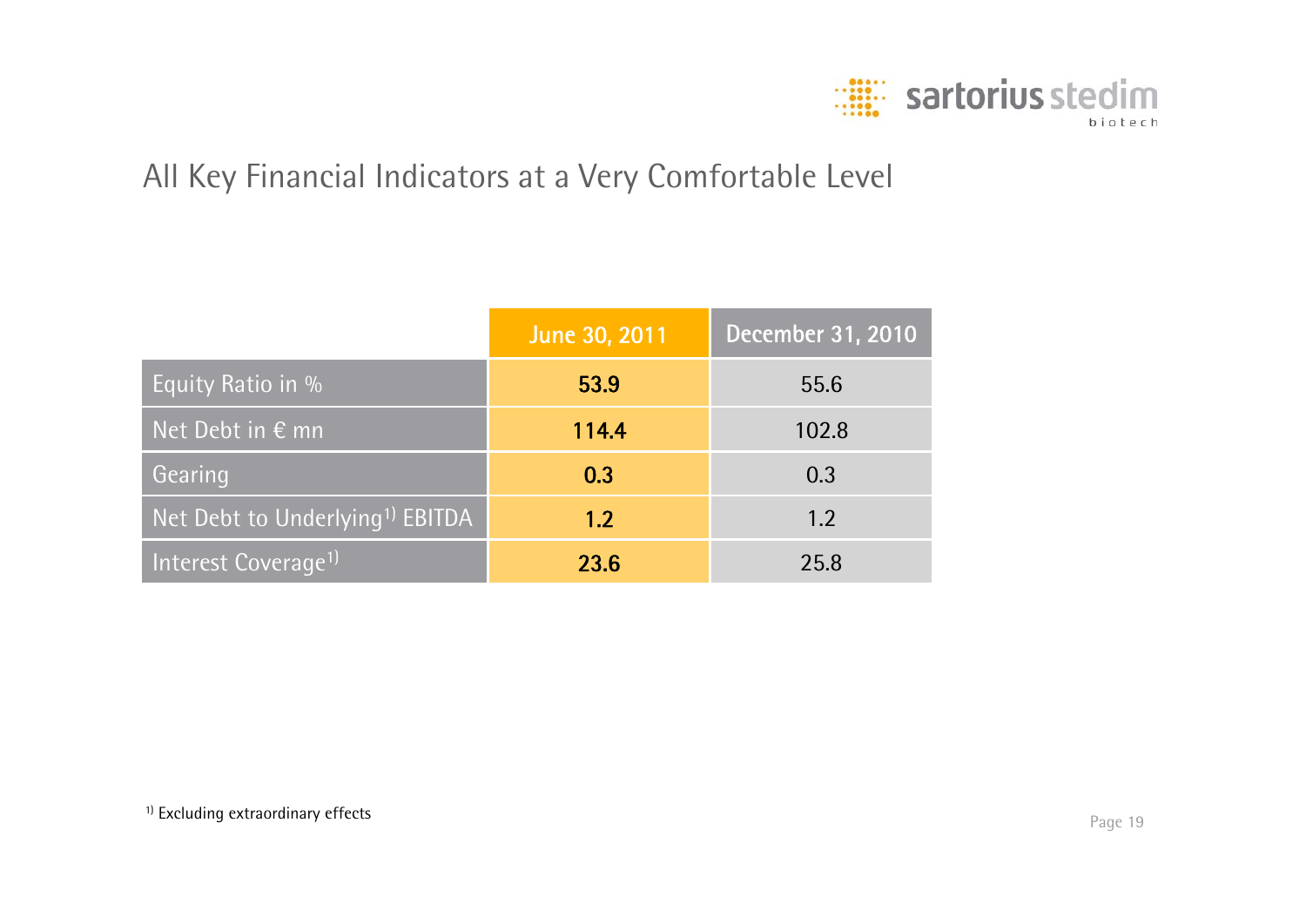# All Key Financial Indicators at a Very Comfortable Level

| | June 30, 2011 | December 31, 2010 |
|---|---|---|
| Equity Ratio in % | **53.9** | 55.6 |
| Net Debt in € mn | **114.4** | 102.8 |
| Gearing | **0.3** | 0.3 |
| Net Debt to Underlying[1] EBITDA | **1.2** | 1.2 |
| Interest Coverage[1] | **23.6** | 25.8 |

[1] Excluding extraordinary effects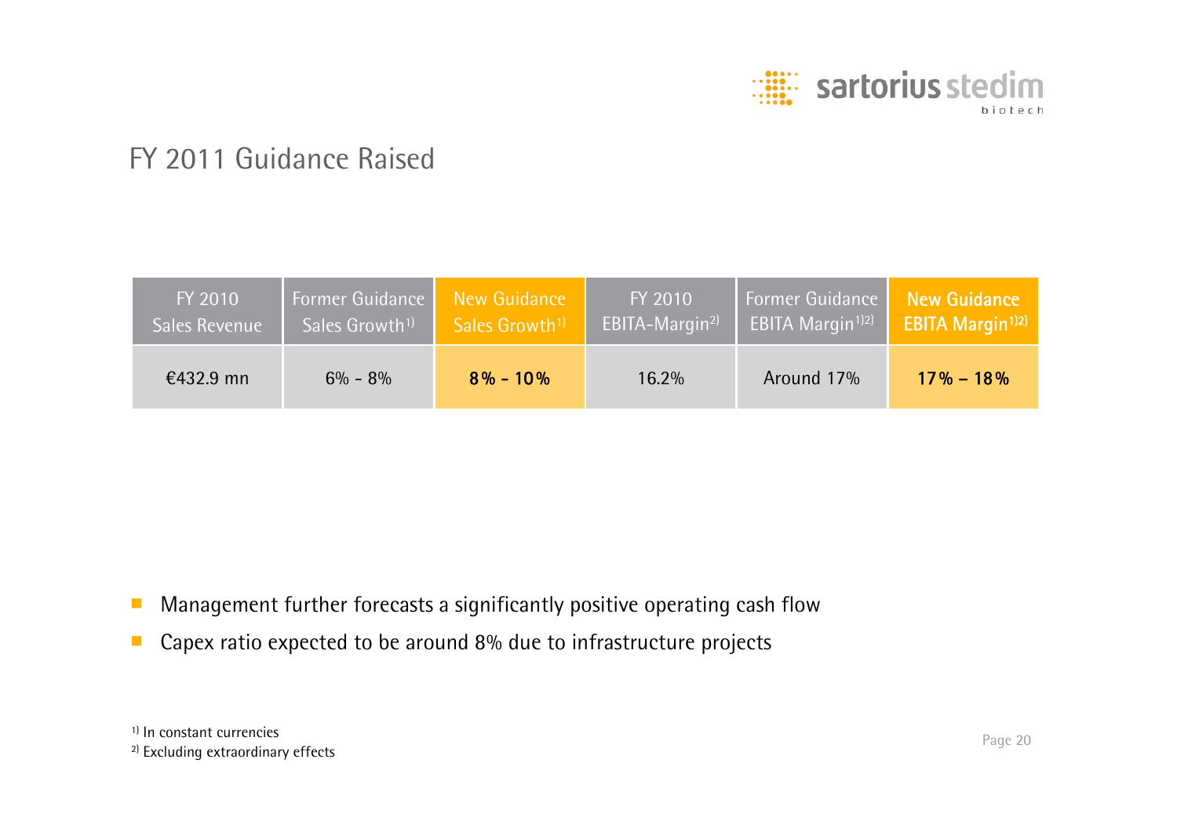# FY 2011 Guidance Raised

| FY 2010 Sales Revenue | Former Guidance Sales Growth[1] | New Guidance Sales Growth[1] | FY 2010 EBITA-Margin[2] | Former Guidance EBITA Margin[1][2] | **New Guidance EBITA Margin[1][2]** |
|---|---|---|---|---|---|
| €432.9 mn | 6% - 8% | **8% - 10%** | 16.2% | Around 17% | **17% – 18%** |

- Management further forecasts a significantly positive operating cash flow
- Capex ratio expected to be around 8% due to infrastructure projects

[1] In constant currencies
[2] Excluding extraordinary effects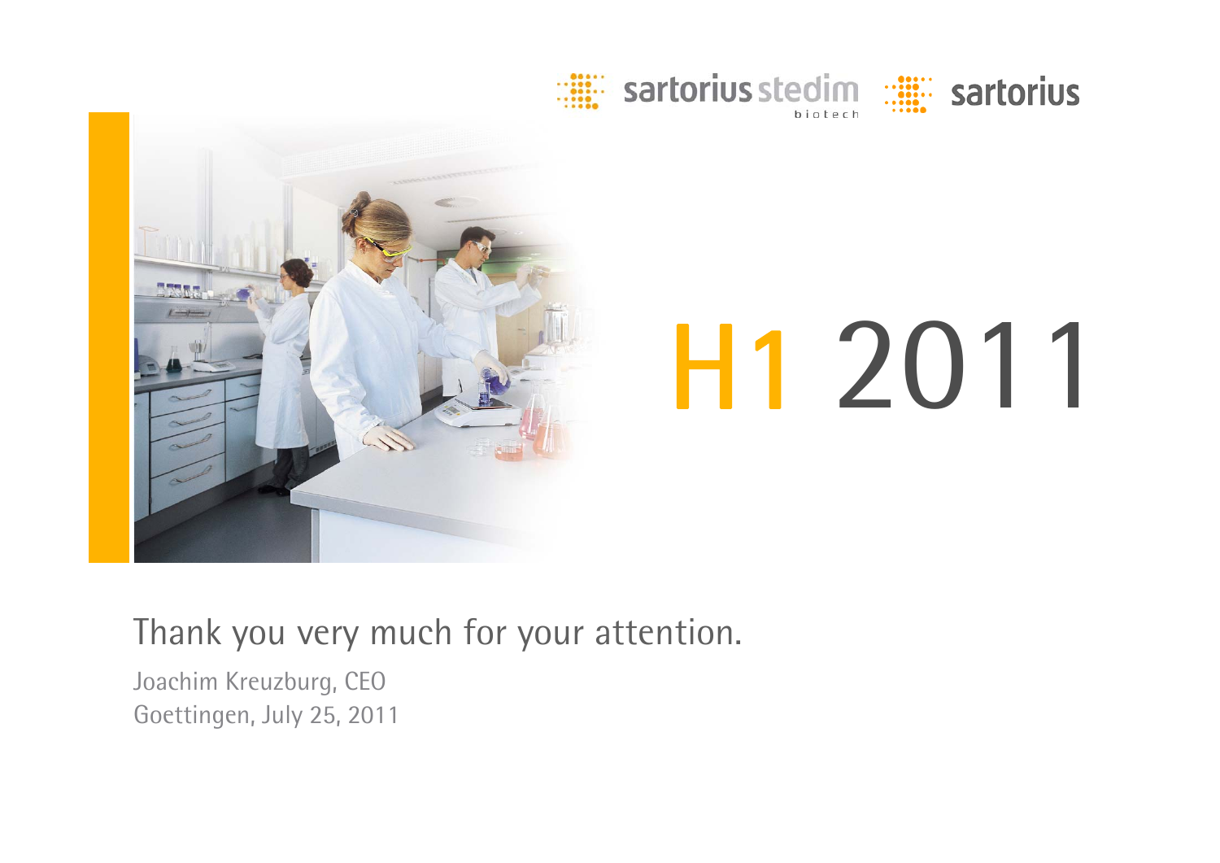sartorius stedim biotech

sartorius

# H1 2011

Thank you very much for your attention.

Joachim Kreuzburg, CEO
Goettingen, July 25, 2011